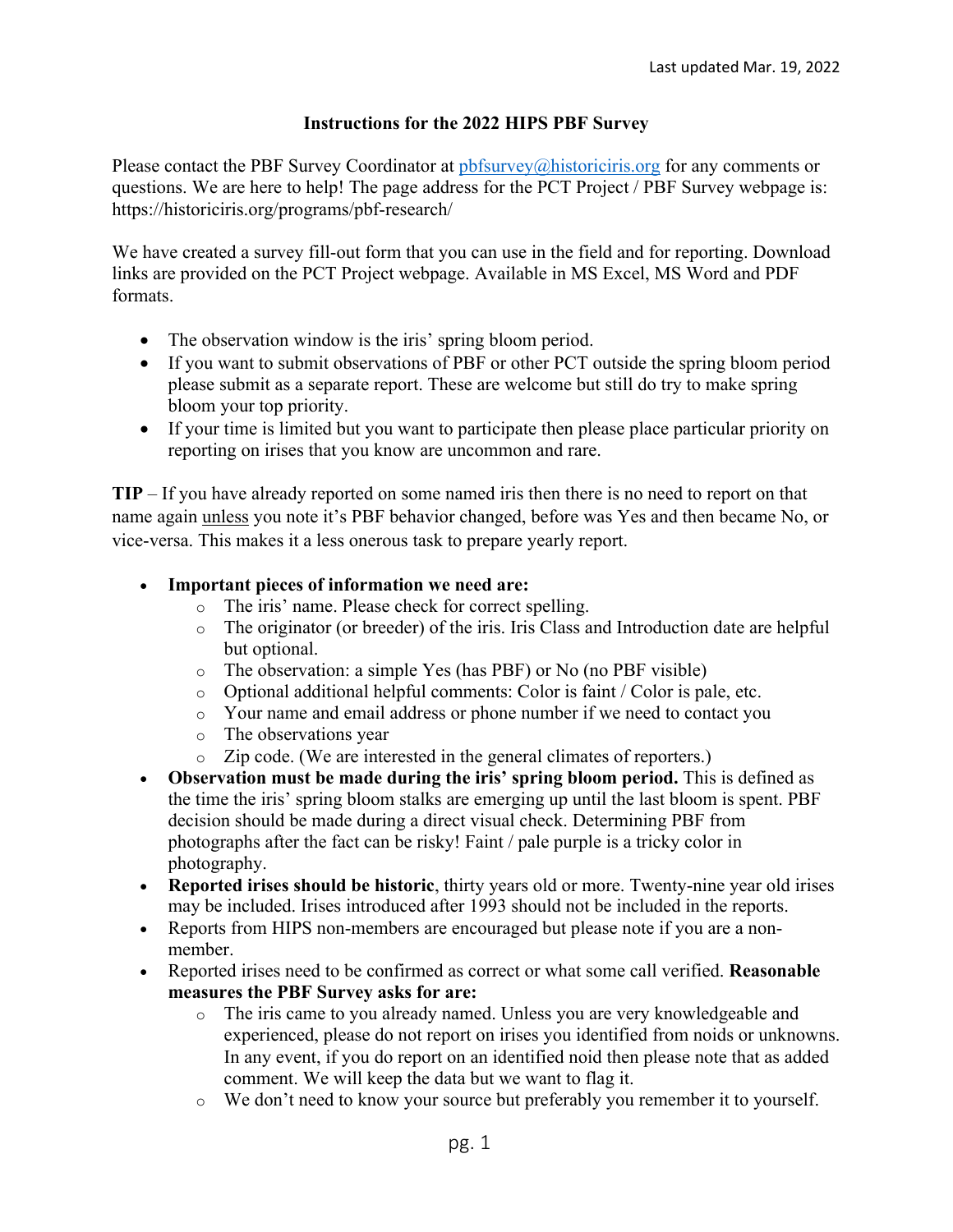Last updated Mar. 19, 2022

**Instructions for the 2022 HIPS PBF Survey**

Please contact the PBF Survey Coordinator at pbfsurvey@historiciris.org for any comments or questions. We are here to help! The page address for the PCT Project / PBF Survey webpage is: https://historiciris.org/programs/pbf-research/

We have created a survey fill-out form that you can use in the field and for reporting. Download links are provided on the PCT Project webpage. Available in MS Excel, MS Word and PDF formats.

- The observation window is the iris' spring bloom period.
- If you want to submit observations of PBF or other PCT outside the spring bloom period please submit as a separate report. These are welcome but still do try to make spring bloom your top priority.
- If your time is limited but you want to participate then please place particular priority on reporting on irises that you know are uncommon and rare.

**TIP** – If you have already reported on some named iris then there is no need to report on that name again unless you note it's PBF behavior changed, before was Yes and then became No, or vice-versa. This makes it a less onerous task to prepare yearly report.

- **Important pieces of information we need are:**
  - The iris' name. Please check for correct spelling.
  - The originator (or breeder) of the iris. Iris Class and Introduction date are helpful but optional.
  - The observation: a simple Yes (has PBF) or No (no PBF visible)
  - Optional additional helpful comments: Color is faint / Color is pale, etc.
  - Your name and email address or phone number if we need to contact you
  - The observations year
  - Zip code. (We are interested in the general climates of reporters.)
- **Observation must be made during the iris' spring bloom period.** This is defined as the time the iris' spring bloom stalks are emerging up until the last bloom is spent. PBF decision should be made during a direct visual check. Determining PBF from photographs after the fact can be risky! Faint / pale purple is a tricky color in photography.
- **Reported irises should be historic**, thirty years old or more. Twenty-nine year old irises may be included. Irises introduced after 1993 should not be included in the reports.
- Reports from HIPS non-members are encouraged but please note if you are a non-member.
- Reported irises need to be confirmed as correct or what some call verified. **Reasonable measures the PBF Survey asks for are:**
  - The iris came to you already named. Unless you are very knowledgeable and experienced, please do not report on irises you identified from noids or unknowns. In any event, if you do report on an identified noid then please note that as added comment. We will keep the data but we want to flag it.
  - We don't need to know your source but preferably you remember it to yourself.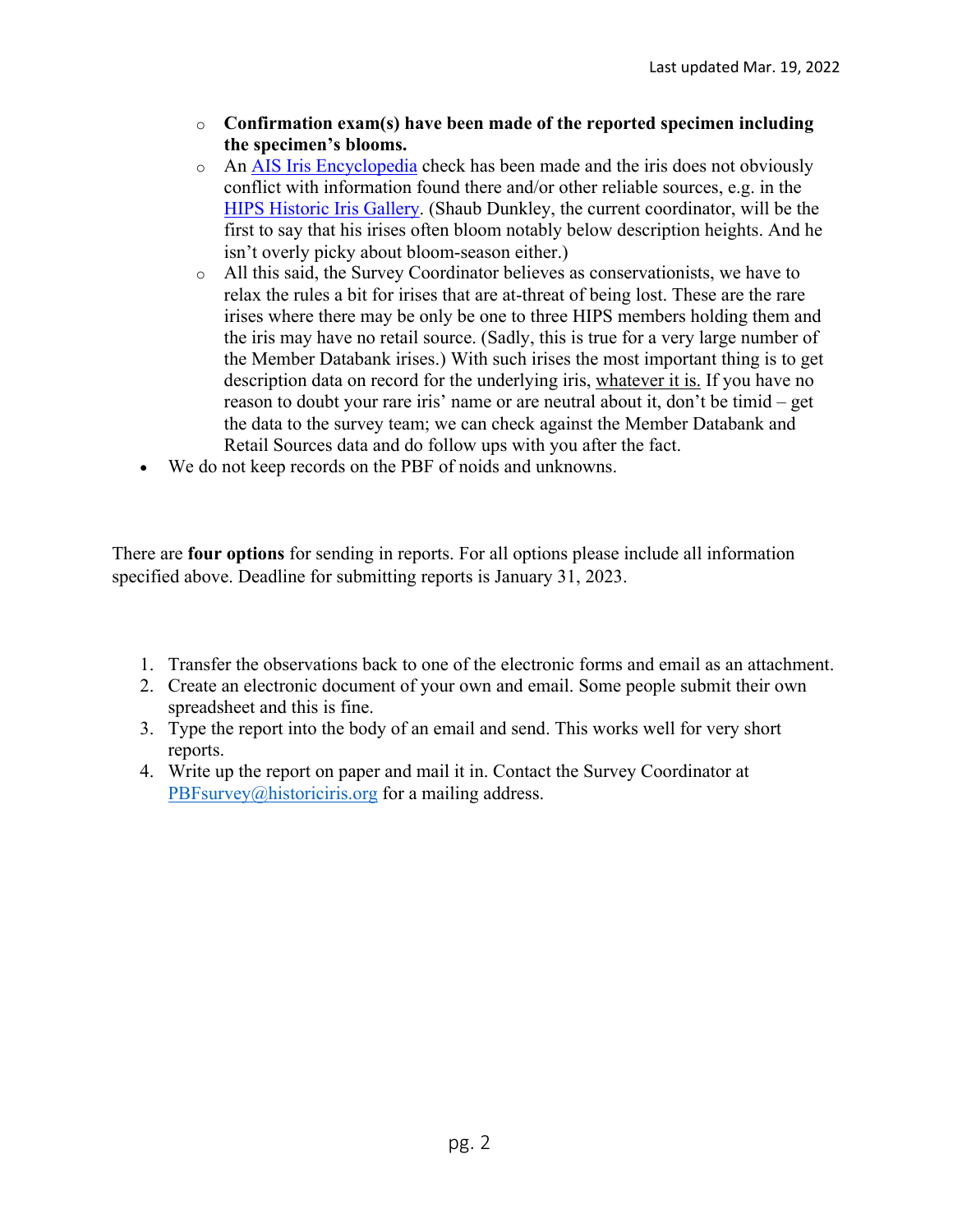- **Confirmation exam(s) have been made of the reported specimen including the specimen's blooms.**
  - An [AIS Iris Encyclopedia]() check has been made and the iris does not obviously conflict with information found there and/or other reliable sources, e.g. in the [HIPS Historic Iris Gallery](). (Shaub Dunkley, the current coordinator, will be the first to say that his irises often bloom notably below description heights. And he isn't overly picky about bloom-season either.)
  - All this said, the Survey Coordinator believes as conservationists, we have to relax the rules a bit for irises that are at-threat of being lost. These are the rare irises where there may be only be one to three HIPS members holding them and the iris may have no retail source. (Sadly, this is true for a very large number of the Member Databank irises.) With such irises the most important thing is to get description data on record for the underlying iris, <u>whatever it is.</u> If you have no reason to doubt your rare iris' name or are neutral about it, don't be timid – get the data to the survey team; we can check against the Member Databank and Retail Sources data and do follow ups with you after the fact.
- We do not keep records on the PBF of noids and unknowns.

There are **four options** for sending in reports. For all options please include all information specified above. Deadline for submitting reports is January 31, 2023.

1. Transfer the observations back to one of the electronic forms and email as an attachment.
2. Create an electronic document of your own and email. Some people submit their own spreadsheet and this is fine.
3. Type the report into the body of an email and send. This works well for very short reports.
4. Write up the report on paper and mail it in. Contact the Survey Coordinator at PBFsurvey@historiciris.org for a mailing address.